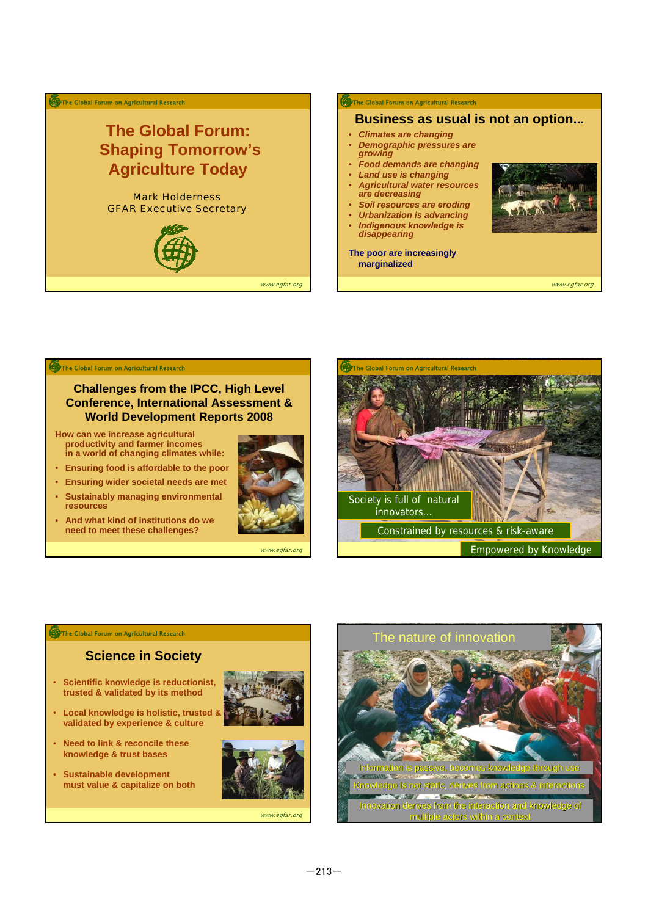# The Global Forum: Shaping Tomorrow's Agriculture Today

Mark Holderness
GFAR Executive Secretary

## Business as usual is not an option...

- *Climates are changing*
- *Demographic pressures are growing*
- *Food demands are changing*
- *Land use is changing*
- *Agricultural water resources are decreasing*
- *Soil resources are eroding*
- *Urbanization is advancing*
- *Indigenous knowledge is disappearing*

**The poor are increasingly marginalized**

## Challenges from the IPCC, High Level Conference, International Assessment & World Development Reports 2008

**How can we increase agricultural productivity and farmer incomes in a world of changing climates while:**

- **Ensuring food is affordable to the poor**
- **Ensuring wider societal needs are met**
- **Sustainably managing environmental resources**
- **And what kind of institutions do we need to meet these challenges?**

Society is full of natural innovators...

Constrained by resources & risk-aware

Empowered by Knowledge

## Science in Society

- **Scientific knowledge is reductionist, trusted & validated by its method**
- **Local knowledge is holistic, trusted & validated by experience & culture**
- **Need to link & reconcile these knowledge & trust bases**
- **Sustainable development must value & capitalize on both**

## The nature of innovation

Information is passive, becomes knowledge through use

Knowledge is not static, derives from actions & interactions

Innovation derives from the interaction and knowledge of multiple actors within a context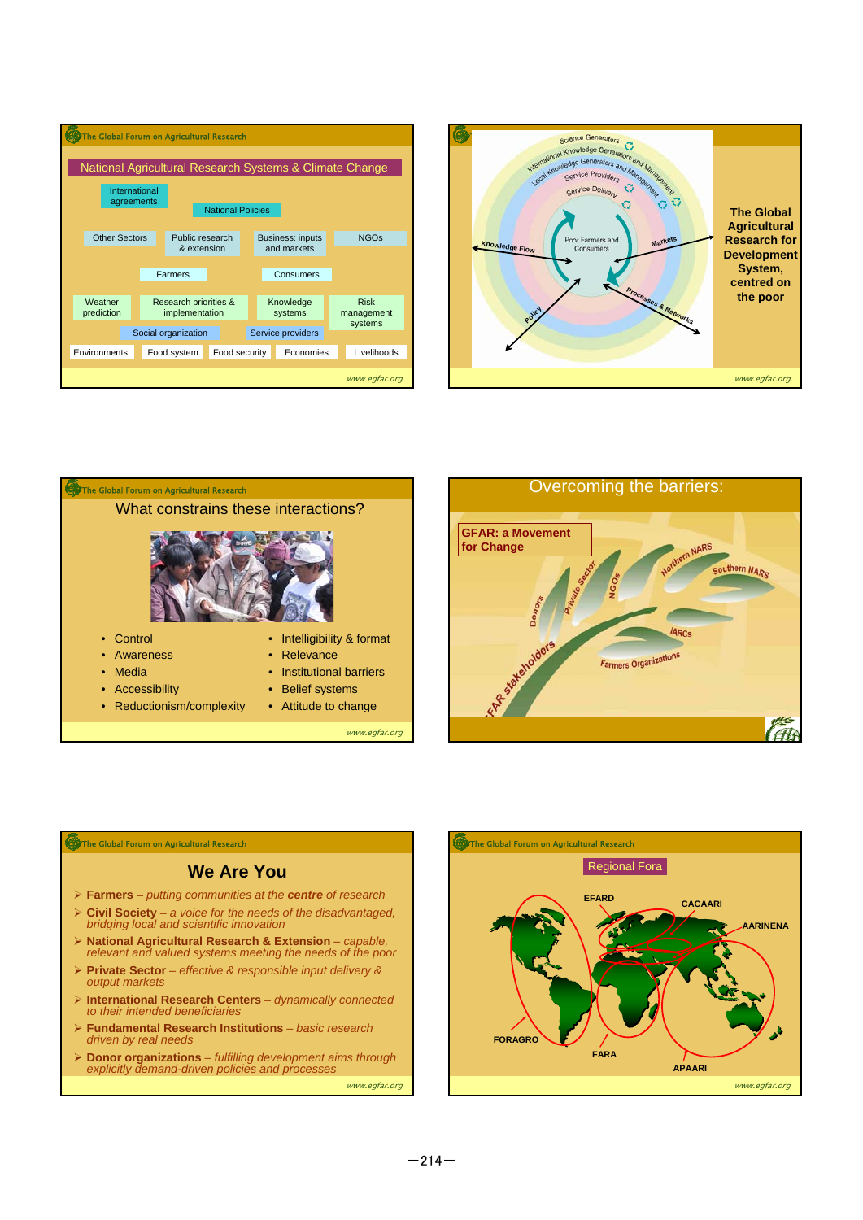## National Agricultural Research Systems & Climate Change

International agreements

National Policies

Other Sectors | Public research & extension | Business: inputs and markets | NGOs

Farmers | Consumers

Weather prediction | Research priorities & implementation | Knowledge systems | Risk management systems

Social organization | Service providers

Environments | Food system | Food security | Economies | Livelihoods

www.egfar.org

---

Science Generators

International Knowledge Generators and Management

Local Knowledge Generators and Management

Service Providers

Service Delivery

Poor Farmers and Consumers

Knowledge Flow

Markets

Policy

Processes & Networks

**The Global Agricultural Research for Development System, centred on the poor**

www.egfar.org

---

## What constrains these interactions?

- Control
- Awareness
- Media
- Accessibility
- Reductionism/complexity
- Intelligibility & format
- Relevance
- Institutional barriers
- Belief systems
- Attitude to change

www.egfar.org

---

## Overcoming the barriers:

**GFAR: a Movement for Change**

GFAR stakeholders: Donors, Private Sector, NGOs, Northern NARS, Southern NARS, IARCs, Farmers Organizations

---

## We Are You

- **Farmers** – *putting communities at the **centre** of research*
- **Civil Society** – *a voice for the needs of the disadvantaged, bridging local and scientific innovation*
- **National Agricultural Research & Extension** – *capable, relevant and valued systems meeting the needs of the poor*
- **Private Sector** – *effective & responsible input delivery & output markets*
- **International Research Centers** – *dynamically connected to their intended beneficiaries*
- **Fundamental Research Institutions** – *basic research driven by real needs*
- **Donor organizations** – *fulfilling development aims through explicitly demand-driven policies and processes*

www.egfar.org

---

## Regional Fora

EFARD, CACAARI, AARINENA, FORAGRO, FARA, APAARI

www.egfar.org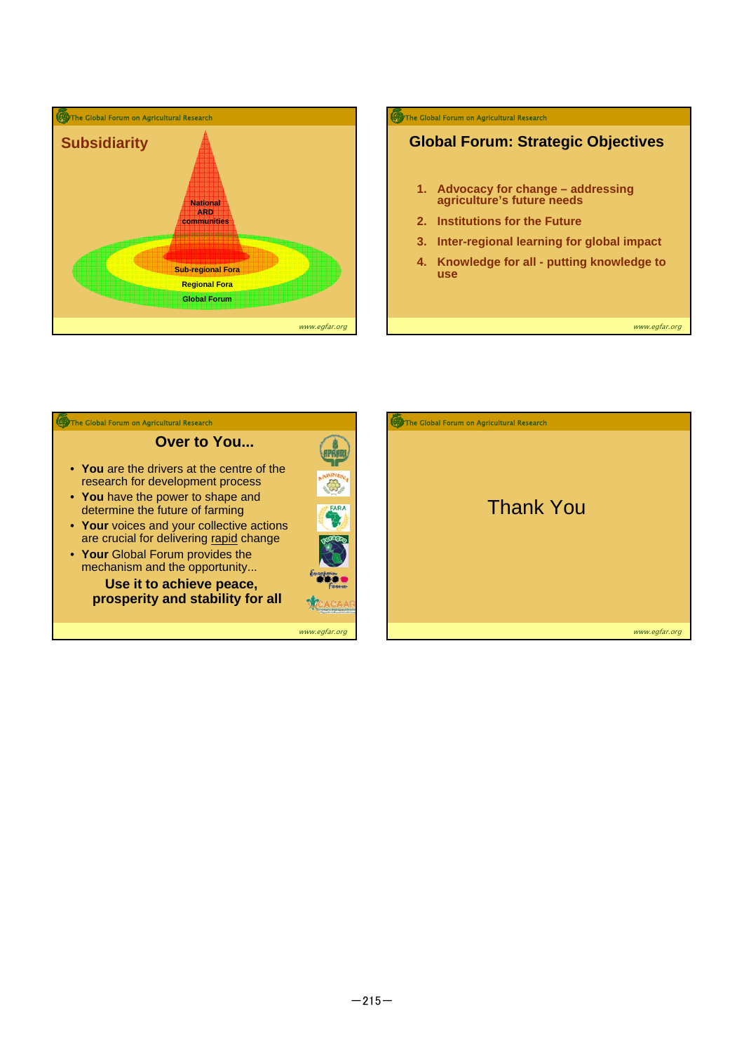## Subsidiarity

National
ARD
communities

Sub-regional Fora

Regional Fora

Global Forum

## Global Forum: Strategic Objectives

1. Advocacy for change – addressing agriculture's future needs
2. Institutions for the Future
3. Inter-regional learning for global impact
4. Knowledge for all - putting knowledge to use

## Over to You...

- **You** are the drivers at the centre of the research for development process
- **You** have the power to shape and determine the future of farming
- **Your** voices and your collective actions are crucial for delivering rapid change
- **Your** Global Forum provides the mechanism and the opportunity...

**Use it to achieve peace, prosperity and stability for all**

## Thank You